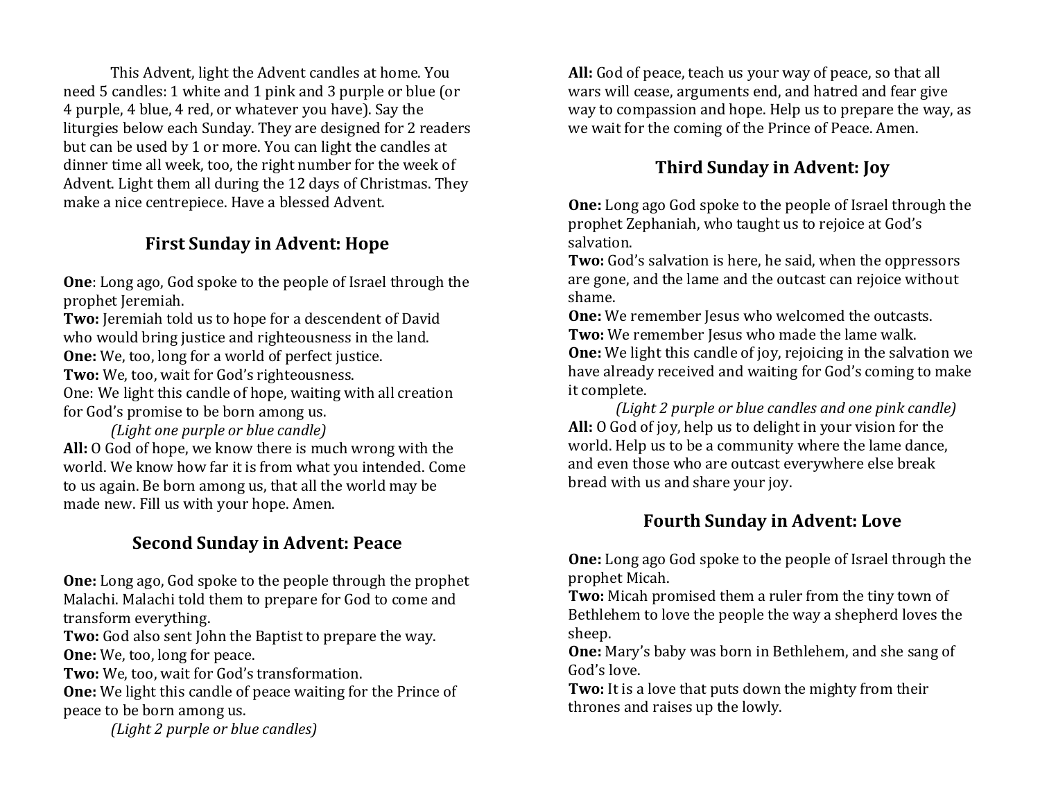This Advent, light the Advent candles at home. You need 5 candles: 1 white and 1 pink and 3 purple or blue (or 4 purple, 4 blue, 4 red, or whatever you have). Say the liturgies below each Sunday. They are designed for 2 readers but can be used by 1 or more. You can light the candles at dinner time all week, too, the right number for the week of Advent. Light them all during the 12 days of Christmas. They make a nice centrepiece. Have a blessed Advent.

## First Sunday in Advent: Hope

**One**: Long ago, God spoke to the people of Israel through the prophet Jeremiah.
**Two:** Jeremiah told us to hope for a descendent of David who would bring justice and righteousness in the land.
**One:** We, too, long for a world of perfect justice.
**Two:** We, too, wait for God's righteousness.
One: We light this candle of hope, waiting with all creation for God's promise to be born among us.

*(Light one purple or blue candle)*

**All:** O God of hope, we know there is much wrong with the world. We know how far it is from what you intended. Come to us again. Be born among us, that all the world may be made new. Fill us with your hope. Amen.

## Second Sunday in Advent: Peace

**One:** Long ago, God spoke to the people through the prophet Malachi. Malachi told them to prepare for God to come and transform everything.
**Two:** God also sent John the Baptist to prepare the way.
**One:** We, too, long for peace.
**Two:** We, too, wait for God's transformation.
**One:** We light this candle of peace waiting for the Prince of peace to be born among us.

*(Light 2 purple or blue candles)*

**All:** God of peace, teach us your way of peace, so that all wars will cease, arguments end, and hatred and fear give way to compassion and hope. Help us to prepare the way, as we wait for the coming of the Prince of Peace. Amen.

## Third Sunday in Advent: Joy

**One:** Long ago God spoke to the people of Israel through the prophet Zephaniah, who taught us to rejoice at God's salvation.
**Two:** God's salvation is here, he said, when the oppressors are gone, and the lame and the outcast can rejoice without shame.
**One:** We remember Jesus who welcomed the outcasts.
**Two:** We remember Jesus who made the lame walk.
**One:** We light this candle of joy, rejoicing in the salvation we have already received and waiting for God's coming to make it complete.

*(Light 2 purple or blue candles and one pink candle)*

**All:** O God of joy, help us to delight in your vision for the world. Help us to be a community where the lame dance, and even those who are outcast everywhere else break bread with us and share your joy.

## Fourth Sunday in Advent: Love

**One:** Long ago God spoke to the people of Israel through the prophet Micah.
**Two:** Micah promised them a ruler from the tiny town of Bethlehem to love the people the way a shepherd loves the sheep.
**One:** Mary's baby was born in Bethlehem, and she sang of God's love.
**Two:** It is a love that puts down the mighty from their thrones and raises up the lowly.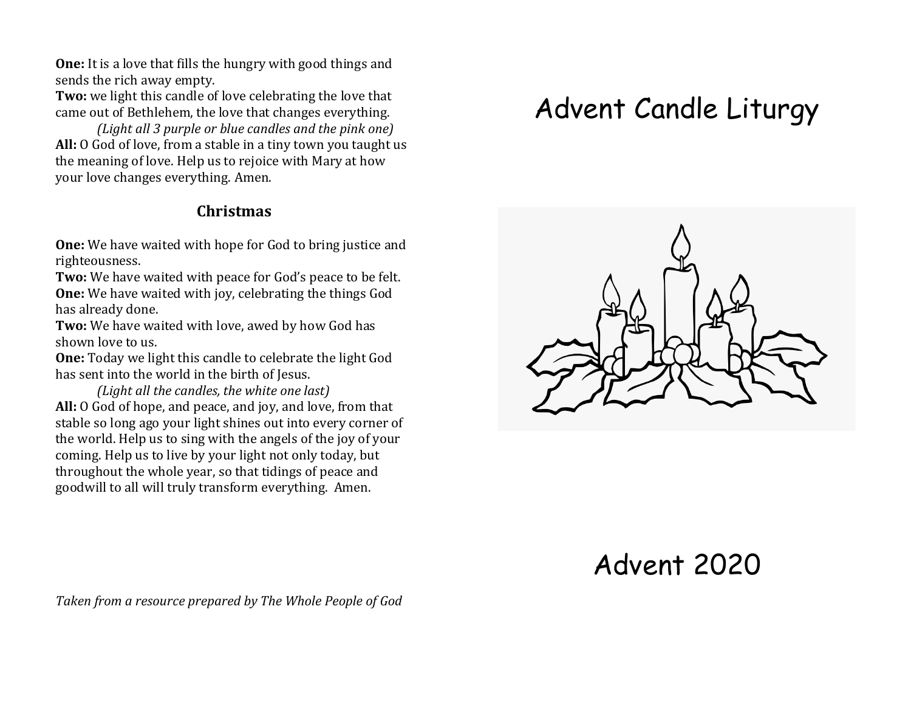**One:** It is a love that fills the hungry with good things and sends the rich away empty.
**Two:** we light this candle of love celebrating the love that came out of Bethlehem, the love that changes everything.

*(Light all 3 purple or blue candles and the pink one)*

**All:** O God of love, from a stable in a tiny town you taught us the meaning of love. Help us to rejoice with Mary at how your love changes everything. Amen.

### Christmas

**One:** We have waited with hope for God to bring justice and righteousness.
**Two:** We have waited with peace for God's peace to be felt.
**One:** We have waited with joy, celebrating the things God has already done.
**Two:** We have waited with love, awed by how God has shown love to us.
**One:** Today we light this candle to celebrate the light God has sent into the world in the birth of Jesus.

*(Light all the candles, the white one last)*

**All:** O God of hope, and peace, and joy, and love, from that stable so long ago your light shines out into every corner of the world. Help us to sing with the angels of the joy of your coming. Help us to live by your light not only today, but throughout the whole year, so that tidings of peace and goodwill to all will truly transform everything. Amen.

*Taken from a resource prepared by The Whole People of God*

# Advent Candle Liturgy

# Advent 2020